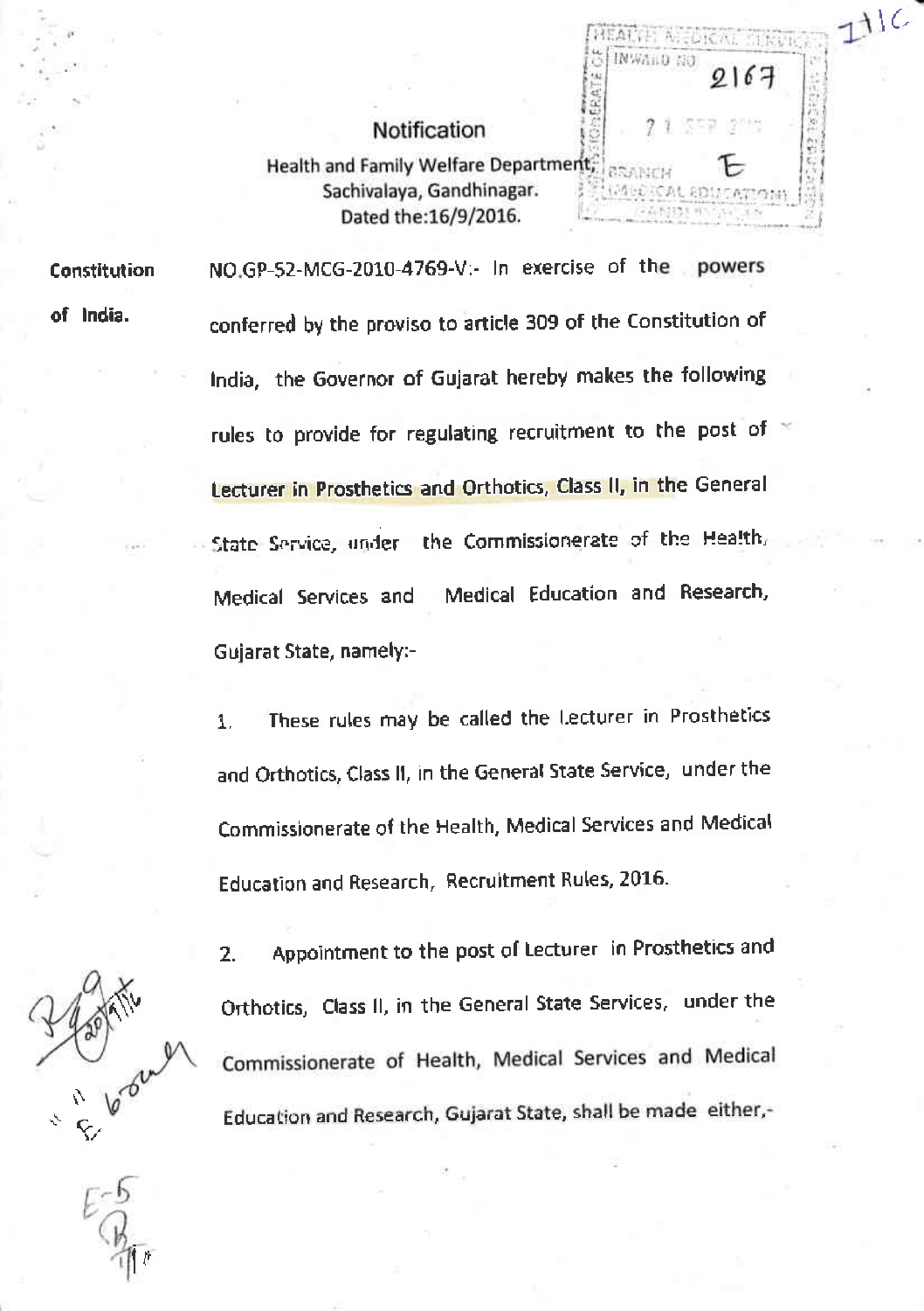# Notification

Health and Family Welfare Department,
Sachivalaya, Gandhinagar.
Dated the:16/9/2016.

**Constitution of India.**

NO.GP-52-MCG-2010-4769-V:- In exercise of the powers conferred by the proviso to article 309 of the Constitution of India, the Governor of Gujarat hereby makes the following rules to provide for regulating recruitment to the post of Lecturer in Prosthetics and Orthotics, Class II, in the General State Service, under the Commissionerate of the Health, Medical Services and Medical Education and Research, Gujarat State, namely:-

1. These rules may be called the Lecturer in Prosthetics and Orthotics, Class II, in the General State Service, under the Commissionerate of the Health, Medical Services and Medical Education and Research, Recruitment Rules, 2016.

2. Appointment to the post of Lecturer in Prosthetics and Orthotics, Class II, in the General State Services, under the Commissionerate of Health, Medical Services and Medical Education and Research, Gujarat State, shall be made either,-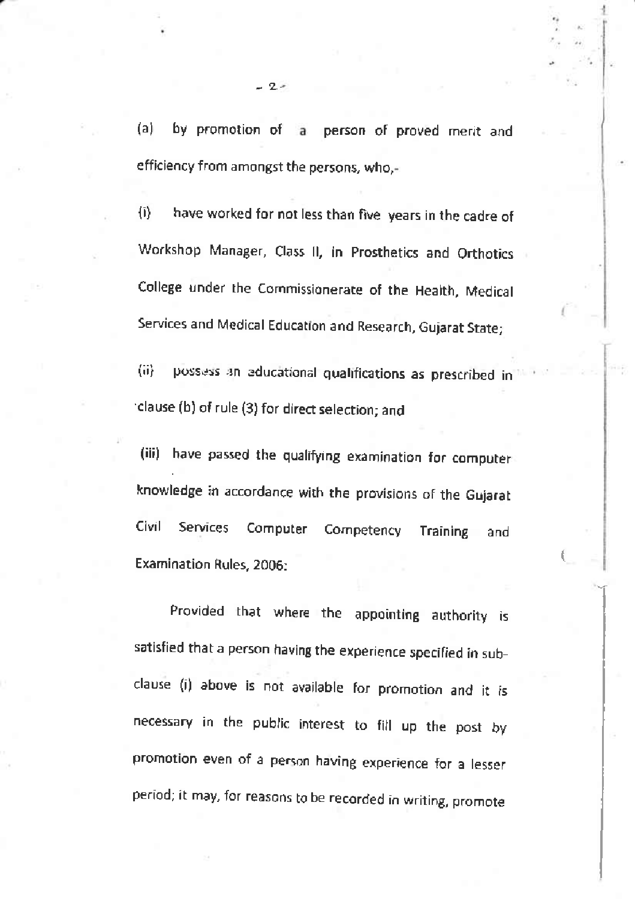(a) by promotion of a person of proved merit and efficiency from amongst the persons, who,-

(i) have worked for not less than five years in the cadre of Workshop Manager, Class II, in Prosthetics and Orthotics College under the Commissionerate of the Health, Medical Services and Medical Education and Research, Gujarat State;

(ii) possess an educational qualifications as prescribed in clause (b) of rule (3) for direct selection; and

(iii) have passed the qualifying examination for computer knowledge in accordance with the provisions of the Gujarat Civil Services Computer Competency Training and Examination Rules, 2006:

Provided that where the appointing authority is satisfied that a person having the experience specified in sub-clause (i) above is not available for promotion and it is necessary in the public interest to fill up the post by promotion even of a person having experience for a lesser period; it may, for reasons to be recorded in writing, promote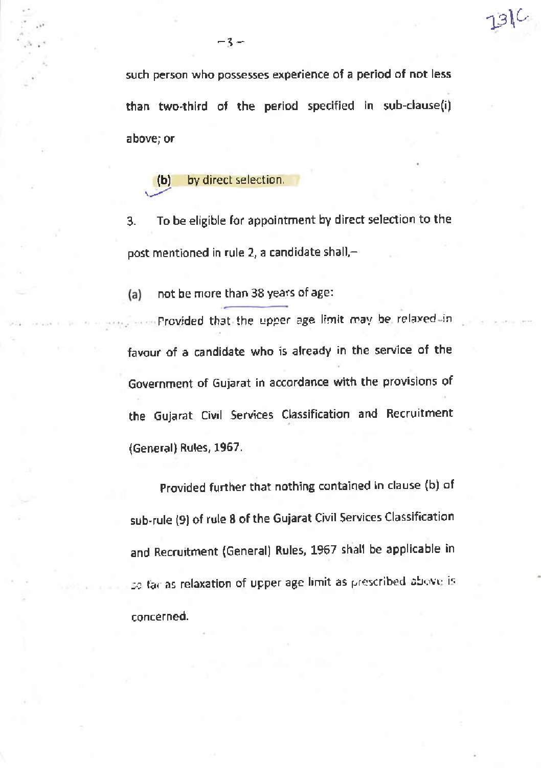such person who possesses experience of a period of not less than two-third of the period specified in sub-clause(i) above; or

(b) by direct selection.

3. To be eligible for appointment by direct selection to the post mentioned in rule 2, a candidate shall,–

(a) not be more than 38 years of age:

Provided that the upper age limit may be relaxed in favour of a candidate who is already in the service of the Government of Gujarat in accordance with the provisions of the Gujarat Civil Services Classification and Recruitment (General) Rules, 1967.

Provided further that nothing contained in clause (b) of sub-rule (9) of rule 8 of the Gujarat Civil Services Classification and Recruitment (General) Rules, 1967 shall be applicable in so far as relaxation of upper age limit as prescribed above is concerned.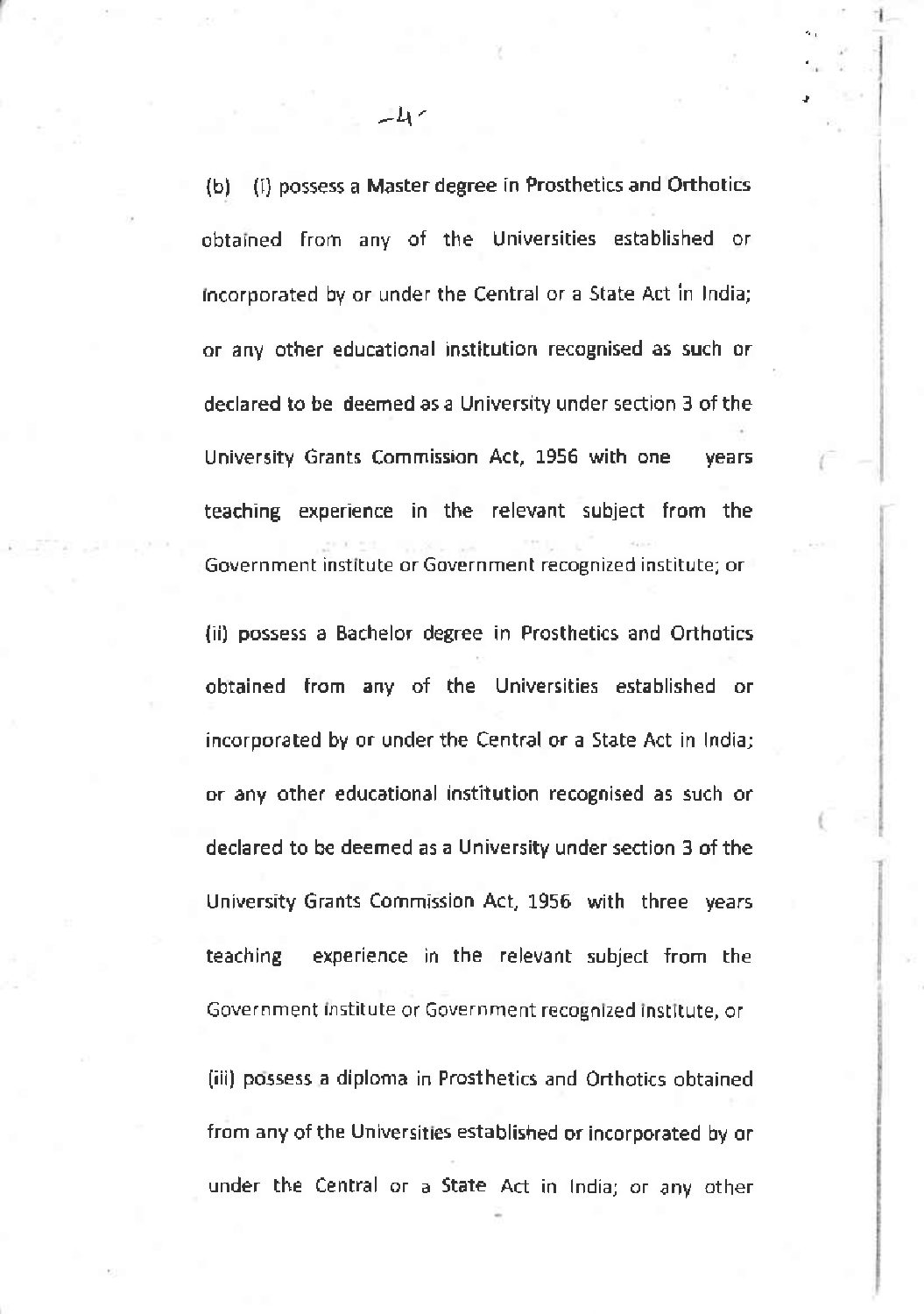(b) (i) possess a Master degree in Prosthetics and Orthotics obtained from any of the Universities established or incorporated by or under the Central or a State Act in India; or any other educational institution recognised as such or declared to be deemed as a University under section 3 of the University Grants Commission Act, 1956 with one years teaching experience in the relevant subject from the Government institute or Government recognized institute; or

(ii) possess a Bachelor degree in Prosthetics and Orthotics obtained from any of the Universities established or incorporated by or under the Central or a State Act in India; or any other educational institution recognised as such or declared to be deemed as a University under section 3 of the University Grants Commission Act, 1956 with three years teaching experience in the relevant subject from the Government institute or Government recognized institute, or

(iii) possess a diploma in Prosthetics and Orthotics obtained from any of the Universities established or incorporated by or under the Central or a State Act in India; or any other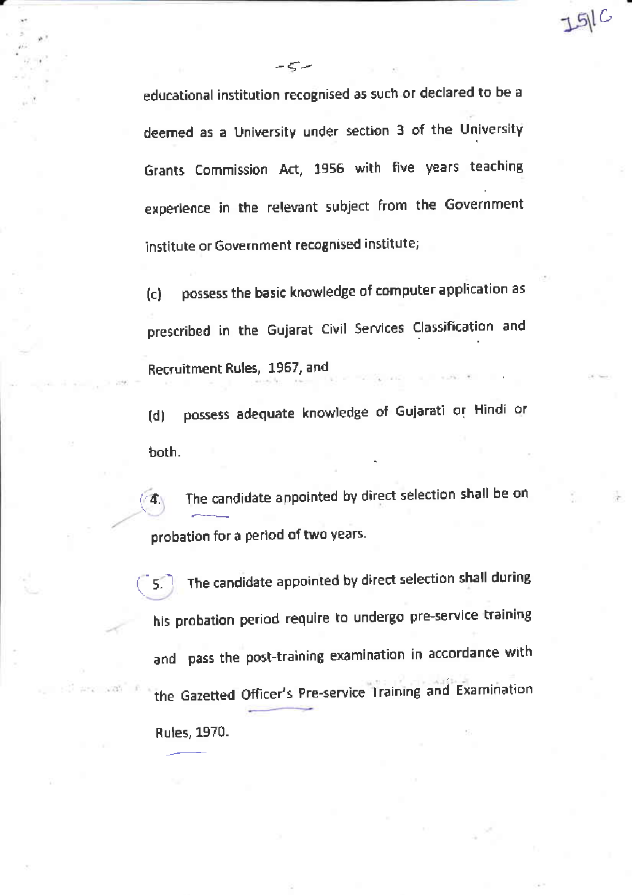educational institution recognised as such or declared to be a deemed as a University under section 3 of the University Grants Commission Act, 1956 with five years teaching experience in the relevant subject from the Government institute or Government recognised institute;

(c) possess the basic knowledge of computer application as prescribed in the Gujarat Civil Services Classification and Recruitment Rules, 1967, and

(d) possess adequate knowledge of Gujarati or Hindi or both.

4. The candidate appointed by direct selection shall be on probation for a period of two years.

5. The candidate appointed by direct selection shall during his probation period require to undergo pre-service training and pass the post-training examination in accordance with the Gazetted Officer's Pre-service Training and Examination Rules, 1970.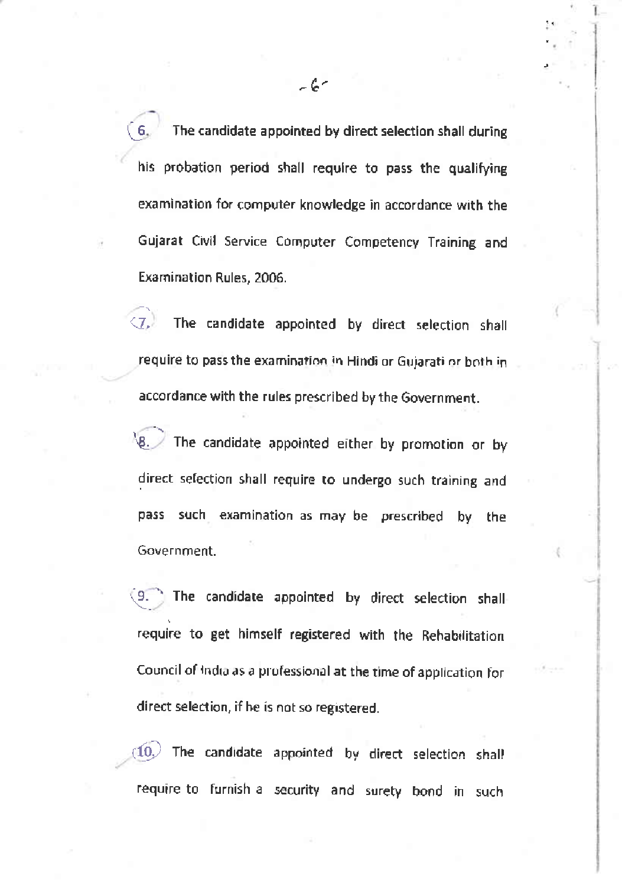6. The candidate appointed by direct selection shall during his probation period shall require to pass the qualifying examination for computer knowledge in accordance with the Gujarat Civil Service Computer Competency Training and Examination Rules, 2006.

7. The candidate appointed by direct selection shall require to pass the examination in Hindi or Gujarati or both in accordance with the rules prescribed by the Government.

8. The candidate appointed either by promotion or by direct selection shall require to undergo such training and pass such examination as may be prescribed by the Government.

9. The candidate appointed by direct selection shall require to get himself registered with the Rehabilitation Council of India as a professional at the time of application for direct selection, if he is not so registered.

10. The candidate appointed by direct selection shall require to furnish a security and surety bond in such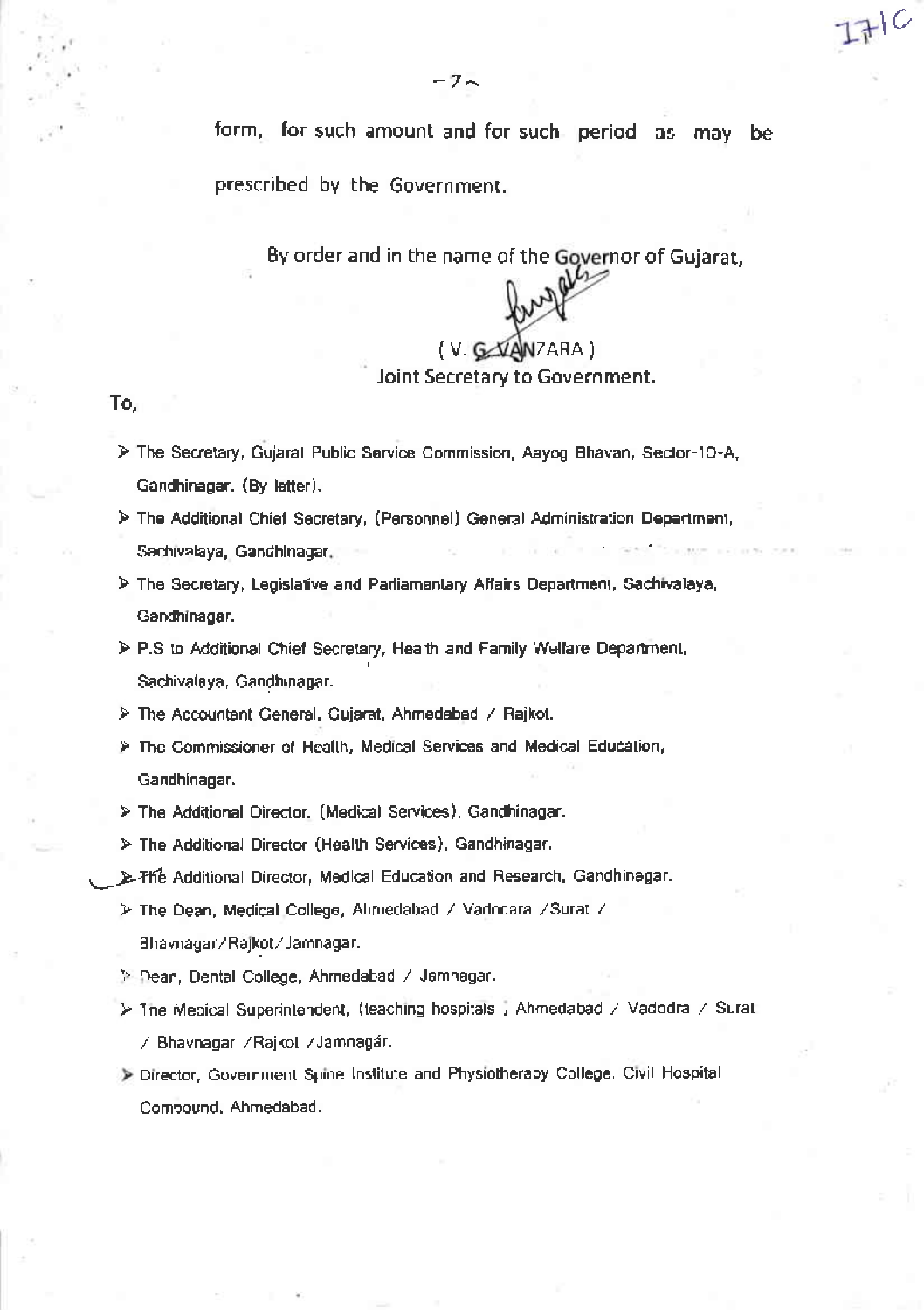form, for such amount and for such period as may be prescribed by the Government.

By order and in the name of the Governor of Gujarat,

( V. G. VANZARA )
Joint Secretary to Government.

**To,**

- The Secretary, Gujarat Public Service Commission, Aayog Bhavan, Sector-10-A, Gandhinagar. (By letter).
- The Additional Chief Secretary, (Personnel) General Administration Department, Sachivalaya, Gandhinagar.
- The Secretary, Legislative and Parliamentary Affairs Department, Sachivalaya, Gandhinagar.
- P.S to Additional Chief Secretary, Health and Family Welfare Department, Sachivalaya, Gandhinagar.
- The Accountant General, Gujarat, Ahmedabad / Rajkot.
- The Commissioner of Health, Medical Services and Medical Education, Gandhinagar.
- The Additional Director, (Medical Services), Gandhinagar.
- The Additional Director (Health Services), Gandhinagar.
- The Additional Director, Medical Education and Research, Gandhinagar.
- The Dean, Medical College, Ahmedabad / Vadodara /Surat / Bhavnagar/Rajkot/Jamnagar.
- Dean, Dental College, Ahmedabad / Jamnagar.
- The Medical Superintendent, (teaching hospitals ) Ahmedabad / Vadodra / Surat / Bhavnagar /Rajkot /Jamnagar.
- Director, Government Spine Institute and Physiotherapy College, Civil Hospital Compound, Ahmedabad.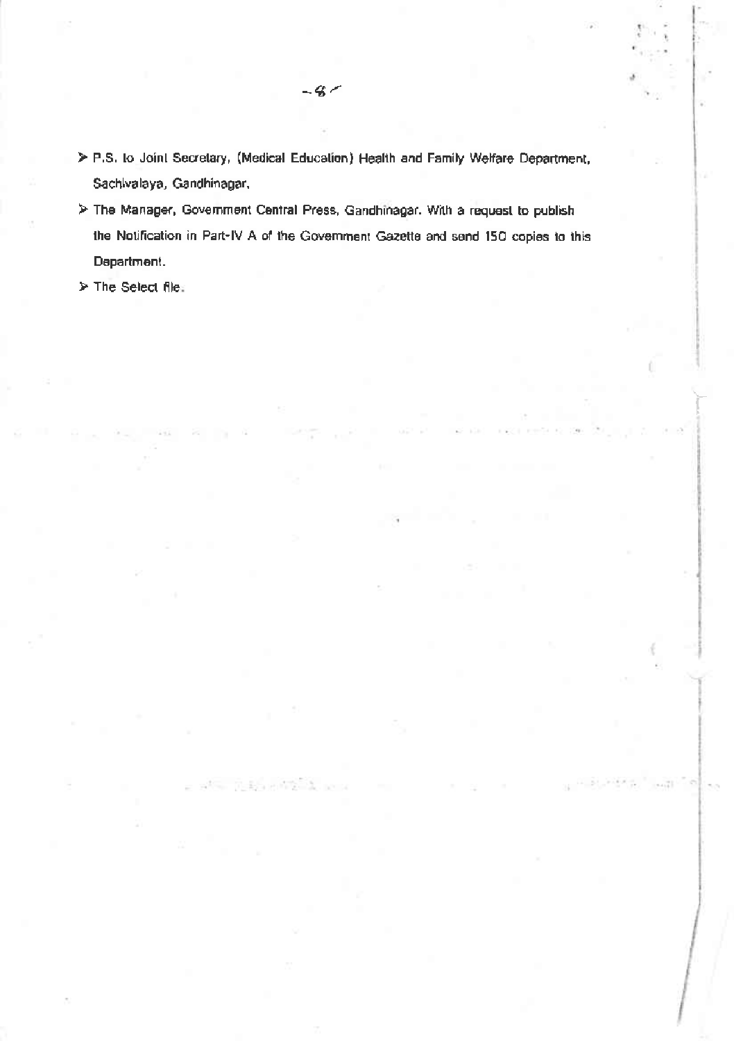- P.S. to Joint Secretary, (Medical Education) Health and Family Welfare Department, Sachivalaya, Gandhinagar,
- The Manager, Government Central Press, Gandhinagar. With a request to publish the Notification in Part-IV A of the Government Gazette and send 150 copies to this Department.
- The Select file.